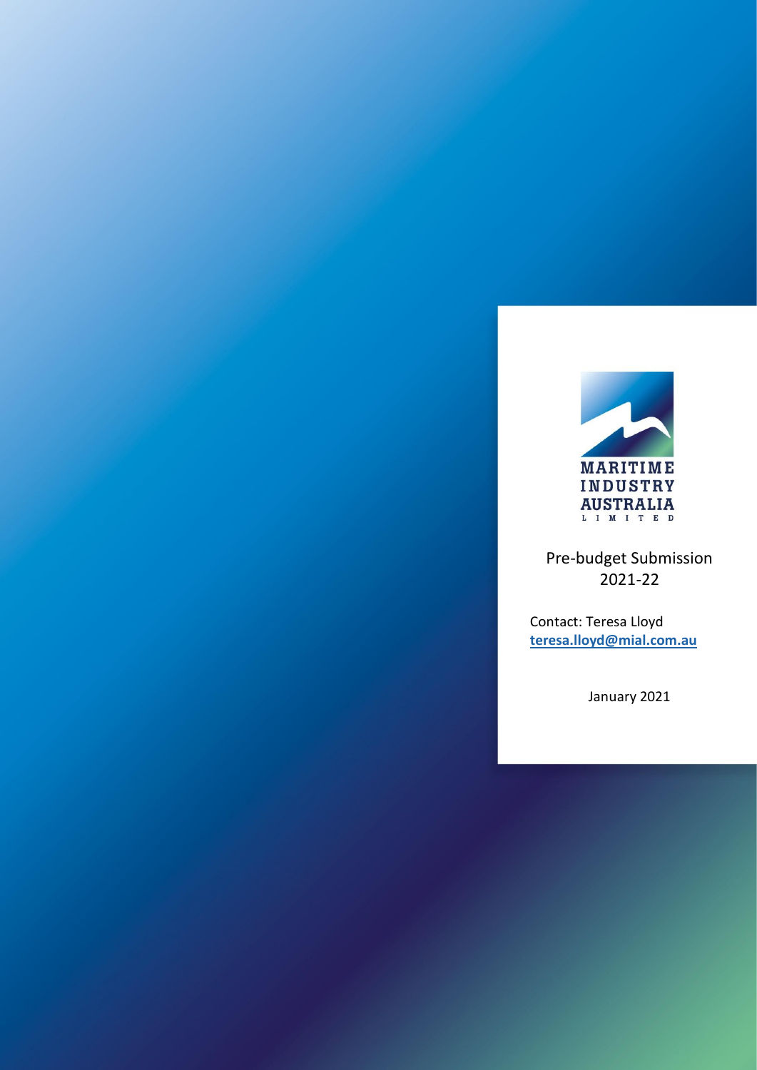MARITIME INDUSTRY AUSTRALIA LIMITED

# Pre-budget Submission 2021-22

Contact: Teresa Lloyd
**teresa.lloyd@mial.com.au**

January 2021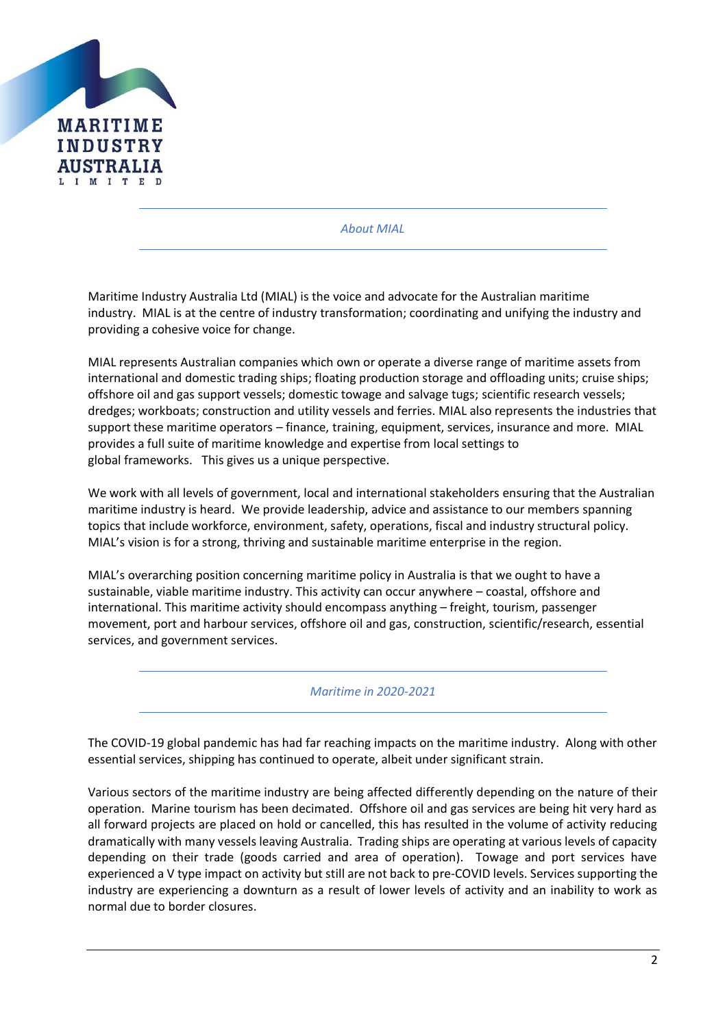## *About MIAL*

Maritime Industry Australia Ltd (MIAL) is the voice and advocate for the Australian maritime industry. MIAL is at the centre of industry transformation; coordinating and unifying the industry and providing a cohesive voice for change.

MIAL represents Australian companies which own or operate a diverse range of maritime assets from international and domestic trading ships; floating production storage and offloading units; cruise ships; offshore oil and gas support vessels; domestic towage and salvage tugs; scientific research vessels; dredges; workboats; construction and utility vessels and ferries. MIAL also represents the industries that support these maritime operators – finance, training, equipment, services, insurance and more. MIAL provides a full suite of maritime knowledge and expertise from local settings to global frameworks. This gives us a unique perspective.

We work with all levels of government, local and international stakeholders ensuring that the Australian maritime industry is heard. We provide leadership, advice and assistance to our members spanning topics that include workforce, environment, safety, operations, fiscal and industry structural policy. MIAL's vision is for a strong, thriving and sustainable maritime enterprise in the region.

MIAL's overarching position concerning maritime policy in Australia is that we ought to have a sustainable, viable maritime industry. This activity can occur anywhere – coastal, offshore and international. This maritime activity should encompass anything – freight, tourism, passenger movement, port and harbour services, offshore oil and gas, construction, scientific/research, essential services, and government services.

## *Maritime in 2020-2021*

The COVID-19 global pandemic has had far reaching impacts on the maritime industry. Along with other essential services, shipping has continued to operate, albeit under significant strain.

Various sectors of the maritime industry are being affected differently depending on the nature of their operation. Marine tourism has been decimated. Offshore oil and gas services are being hit very hard as all forward projects are placed on hold or cancelled, this has resulted in the volume of activity reducing dramatically with many vessels leaving Australia. Trading ships are operating at various levels of capacity depending on their trade (goods carried and area of operation). Towage and port services have experienced a V type impact on activity but still are not back to pre-COVID levels. Services supporting the industry are experiencing a downturn as a result of lower levels of activity and an inability to work as normal due to border closures.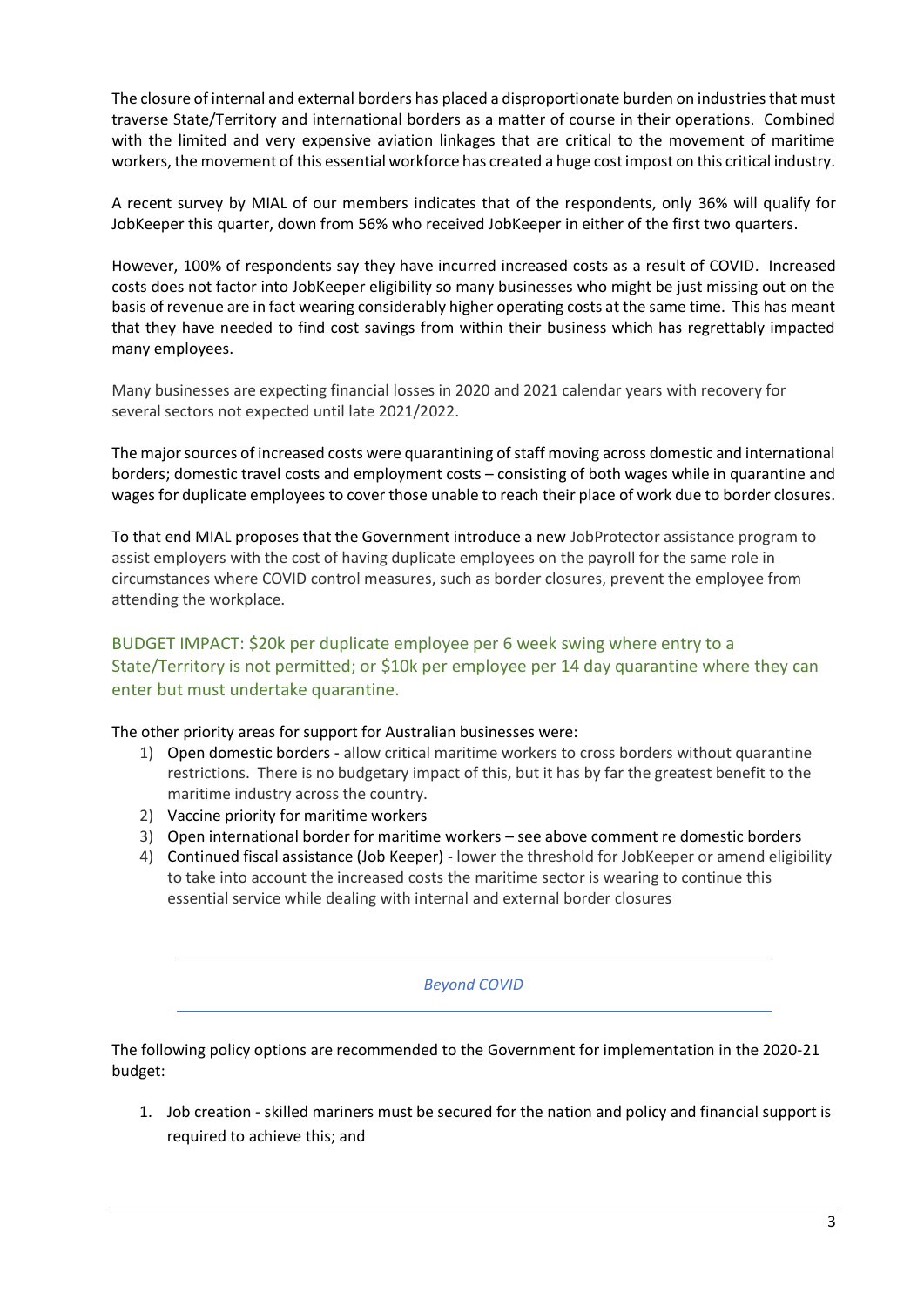The closure of internal and external borders has placed a disproportionate burden on industries that must traverse State/Territory and international borders as a matter of course in their operations. Combined with the limited and very expensive aviation linkages that are critical to the movement of maritime workers, the movement of this essential workforce has created a huge cost impost on this critical industry.

A recent survey by MIAL of our members indicates that of the respondents, only 36% will qualify for JobKeeper this quarter, down from 56% who received JobKeeper in either of the first two quarters.

However, 100% of respondents say they have incurred increased costs as a result of COVID. Increased costs does not factor into JobKeeper eligibility so many businesses who might be just missing out on the basis of revenue are in fact wearing considerably higher operating costs at the same time. This has meant that they have needed to find cost savings from within their business which has regrettably impacted many employees.

Many businesses are expecting financial losses in 2020 and 2021 calendar years with recovery for several sectors not expected until late 2021/2022.

The major sources of increased costs were quarantining of staff moving across domestic and international borders; domestic travel costs and employment costs – consisting of both wages while in quarantine and wages for duplicate employees to cover those unable to reach their place of work due to border closures.

To that end MIAL proposes that the Government introduce a new JobProtector assistance program to assist employers with the cost of having duplicate employees on the payroll for the same role in circumstances where COVID control measures, such as border closures, prevent the employee from attending the workplace.

BUDGET IMPACT: $20k per duplicate employee per 6 week swing where entry to a State/Territory is not permitted; or $10k per employee per 14 day quarantine where they can enter but must undertake quarantine.

The other priority areas for support for Australian businesses were:

1) Open domestic borders - allow critical maritime workers to cross borders without quarantine restrictions. There is no budgetary impact of this, but it has by far the greatest benefit to the maritime industry across the country.
2) Vaccine priority for maritime workers
3) Open international border for maritime workers – see above comment re domestic borders
4) Continued fiscal assistance (Job Keeper) - lower the threshold for JobKeeper or amend eligibility to take into account the increased costs the maritime sector is wearing to continue this essential service while dealing with internal and external border closures

---

*Beyond COVID*

---

The following policy options are recommended to the Government for implementation in the 2020-21 budget:

1. Job creation - skilled mariners must be secured for the nation and policy and financial support is required to achieve this; and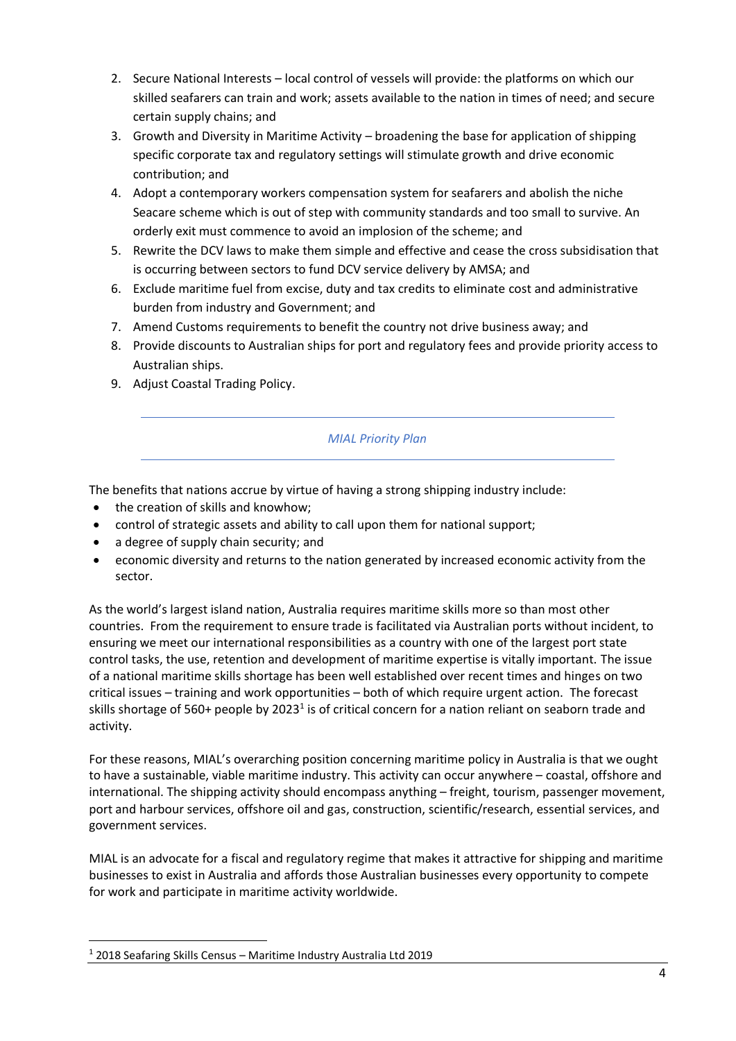2. Secure National Interests – local control of vessels will provide: the platforms on which our skilled seafarers can train and work; assets available to the nation in times of need; and secure certain supply chains; and
3. Growth and Diversity in Maritime Activity – broadening the base for application of shipping specific corporate tax and regulatory settings will stimulate growth and drive economic contribution; and
4. Adopt a contemporary workers compensation system for seafarers and abolish the niche Seacare scheme which is out of step with community standards and too small to survive. An orderly exit must commence to avoid an implosion of the scheme; and
5. Rewrite the DCV laws to make them simple and effective and cease the cross subsidisation that is occurring between sectors to fund DCV service delivery by AMSA; and
6. Exclude maritime fuel from excise, duty and tax credits to eliminate cost and administrative burden from industry and Government; and
7. Amend Customs requirements to benefit the country not drive business away; and
8. Provide discounts to Australian ships for port and regulatory fees and provide priority access to Australian ships.
9. Adjust Coastal Trading Policy.

---

*MIAL Priority Plan*

---

The benefits that nations accrue by virtue of having a strong shipping industry include:

- the creation of skills and knowhow;
- control of strategic assets and ability to call upon them for national support;
- a degree of supply chain security; and
- economic diversity and returns to the nation generated by increased economic activity from the sector.

As the world's largest island nation, Australia requires maritime skills more so than most other countries. From the requirement to ensure trade is facilitated via Australian ports without incident, to ensuring we meet our international responsibilities as a country with one of the largest port state control tasks, the use, retention and development of maritime expertise is vitally important. The issue of a national maritime skills shortage has been well established over recent times and hinges on two critical issues – training and work opportunities – both of which require urgent action. The forecast skills shortage of 560+ people by 2023[1] is of critical concern for a nation reliant on seaborn trade and activity.

For these reasons, MIAL's overarching position concerning maritime policy in Australia is that we ought to have a sustainable, viable maritime industry. This activity can occur anywhere – coastal, offshore and international. The shipping activity should encompass anything – freight, tourism, passenger movement, port and harbour services, offshore oil and gas, construction, scientific/research, essential services, and government services.

MIAL is an advocate for a fiscal and regulatory regime that makes it attractive for shipping and maritime businesses to exist in Australia and affords those Australian businesses every opportunity to compete for work and participate in maritime activity worldwide.

[1] 2018 Seafaring Skills Census – Maritime Industry Australia Ltd 2019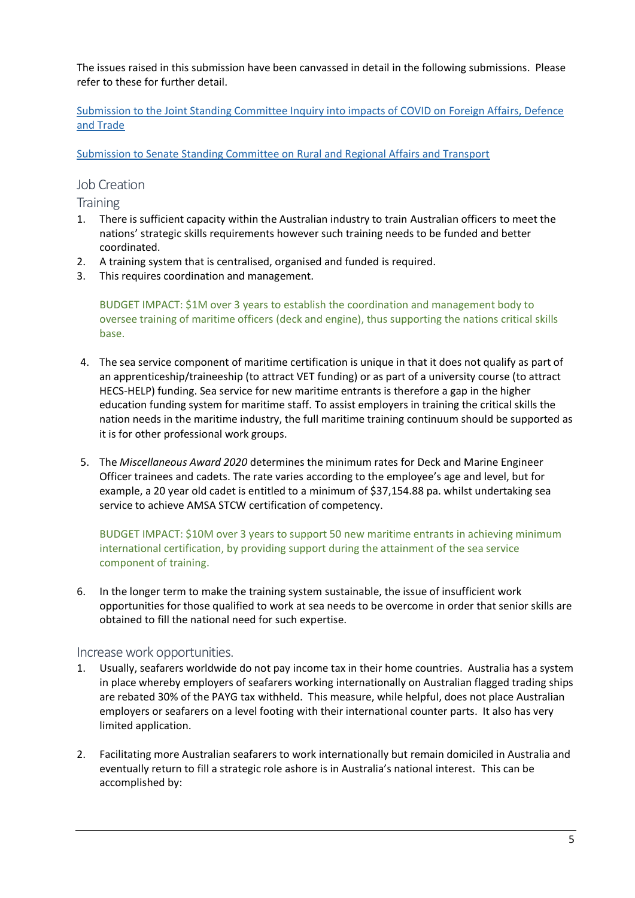The issues raised in this submission have been canvassed in detail in the following submissions. Please refer to these for further detail.

[Submission to the Joint Standing Committee Inquiry into impacts of COVID on Foreign Affairs, Defence and Trade]

[Submission to Senate Standing Committee on Rural and Regional Affairs and Transport]

## Job Creation

### Training

1. There is sufficient capacity within the Australian industry to train Australian officers to meet the nations' strategic skills requirements however such training needs to be funded and better coordinated.
2. A training system that is centralised, organised and funded is required.
3. This requires coordination and management.

   BUDGET IMPACT: $1M over 3 years to establish the coordination and management body to oversee training of maritime officers (deck and engine), thus supporting the nations critical skills base.

4. The sea service component of maritime certification is unique in that it does not qualify as part of an apprenticeship/traineeship (to attract VET funding) or as part of a university course (to attract HECS-HELP) funding. Sea service for new maritime entrants is therefore a gap in the higher education funding system for maritime staff. To assist employers in training the critical skills the nation needs in the maritime industry, the full maritime training continuum should be supported as it is for other professional work groups.

5. The *Miscellaneous Award 2020* determines the minimum rates for Deck and Marine Engineer Officer trainees and cadets. The rate varies according to the employee's age and level, but for example, a 20 year old cadet is entitled to a minimum of $37,154.88 pa. whilst undertaking sea service to achieve AMSA STCW certification of competency.

   BUDGET IMPACT: $10M over 3 years to support 50 new maritime entrants in achieving minimum international certification, by providing support during the attainment of the sea service component of training.

6. In the longer term to make the training system sustainable, the issue of insufficient work opportunities for those qualified to work at sea needs to be overcome in order that senior skills are obtained to fill the national need for such expertise.

### Increase work opportunities.

1. Usually, seafarers worldwide do not pay income tax in their home countries. Australia has a system in place whereby employers of seafarers working internationally on Australian flagged trading ships are rebated 30% of the PAYG tax withheld. This measure, while helpful, does not place Australian employers or seafarers on a level footing with their international counter parts. It also has very limited application.

2. Facilitating more Australian seafarers to work internationally but remain domiciled in Australia and eventually return to fill a strategic role ashore is in Australia's national interest. This can be accomplished by: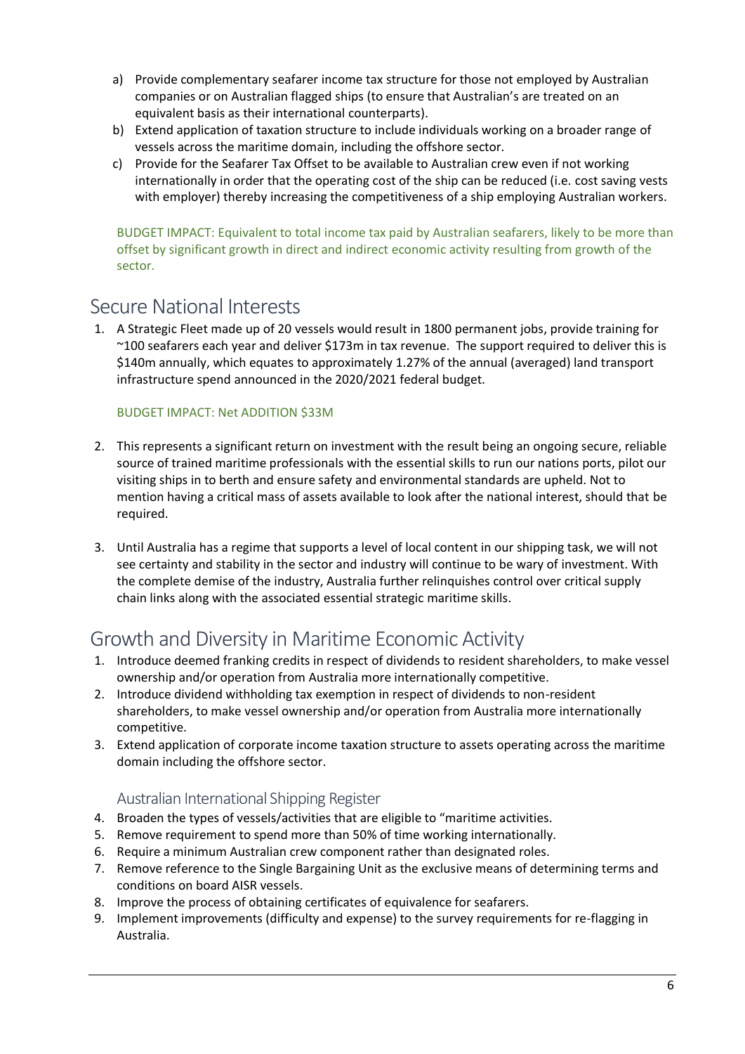a) Provide complementary seafarer income tax structure for those not employed by Australian companies or on Australian flagged ships (to ensure that Australian's are treated on an equivalent basis as their international counterparts).
b) Extend application of taxation structure to include individuals working on a broader range of vessels across the maritime domain, including the offshore sector.
c) Provide for the Seafarer Tax Offset to be available to Australian crew even if not working internationally in order that the operating cost of the ship can be reduced (i.e. cost saving vests with employer) thereby increasing the competitiveness of a ship employing Australian workers.

BUDGET IMPACT: Equivalent to total income tax paid by Australian seafarers, likely to be more than offset by significant growth in direct and indirect economic activity resulting from growth of the sector.

## Secure National Interests

1. A Strategic Fleet made up of 20 vessels would result in 1800 permanent jobs, provide training for ~100 seafarers each year and deliver $173m in tax revenue. The support required to deliver this is $140m annually, which equates to approximately 1.27% of the annual (averaged) land transport infrastructure spend announced in the 2020/2021 federal budget.

   BUDGET IMPACT: Net ADDITION $33M

2. This represents a significant return on investment with the result being an ongoing secure, reliable source of trained maritime professionals with the essential skills to run our nations ports, pilot our visiting ships in to berth and ensure safety and environmental standards are upheld. Not to mention having a critical mass of assets available to look after the national interest, should that be required.

3. Until Australia has a regime that supports a level of local content in our shipping task, we will not see certainty and stability in the sector and industry will continue to be wary of investment. With the complete demise of the industry, Australia further relinquishes control over critical supply chain links along with the associated essential strategic maritime skills.

## Growth and Diversity in Maritime Economic Activity

1. Introduce deemed franking credits in respect of dividends to resident shareholders, to make vessel ownership and/or operation from Australia more internationally competitive.
2. Introduce dividend withholding tax exemption in respect of dividends to non-resident shareholders, to make vessel ownership and/or operation from Australia more internationally competitive.
3. Extend application of corporate income taxation structure to assets operating across the maritime domain including the offshore sector.

### Australian International Shipping Register

4. Broaden the types of vessels/activities that are eligible to "maritime activities.
5. Remove requirement to spend more than 50% of time working internationally.
6. Require a minimum Australian crew component rather than designated roles.
7. Remove reference to the Single Bargaining Unit as the exclusive means of determining terms and conditions on board AISR vessels.
8. Improve the process of obtaining certificates of equivalence for seafarers.
9. Implement improvements (difficulty and expense) to the survey requirements for re-flagging in Australia.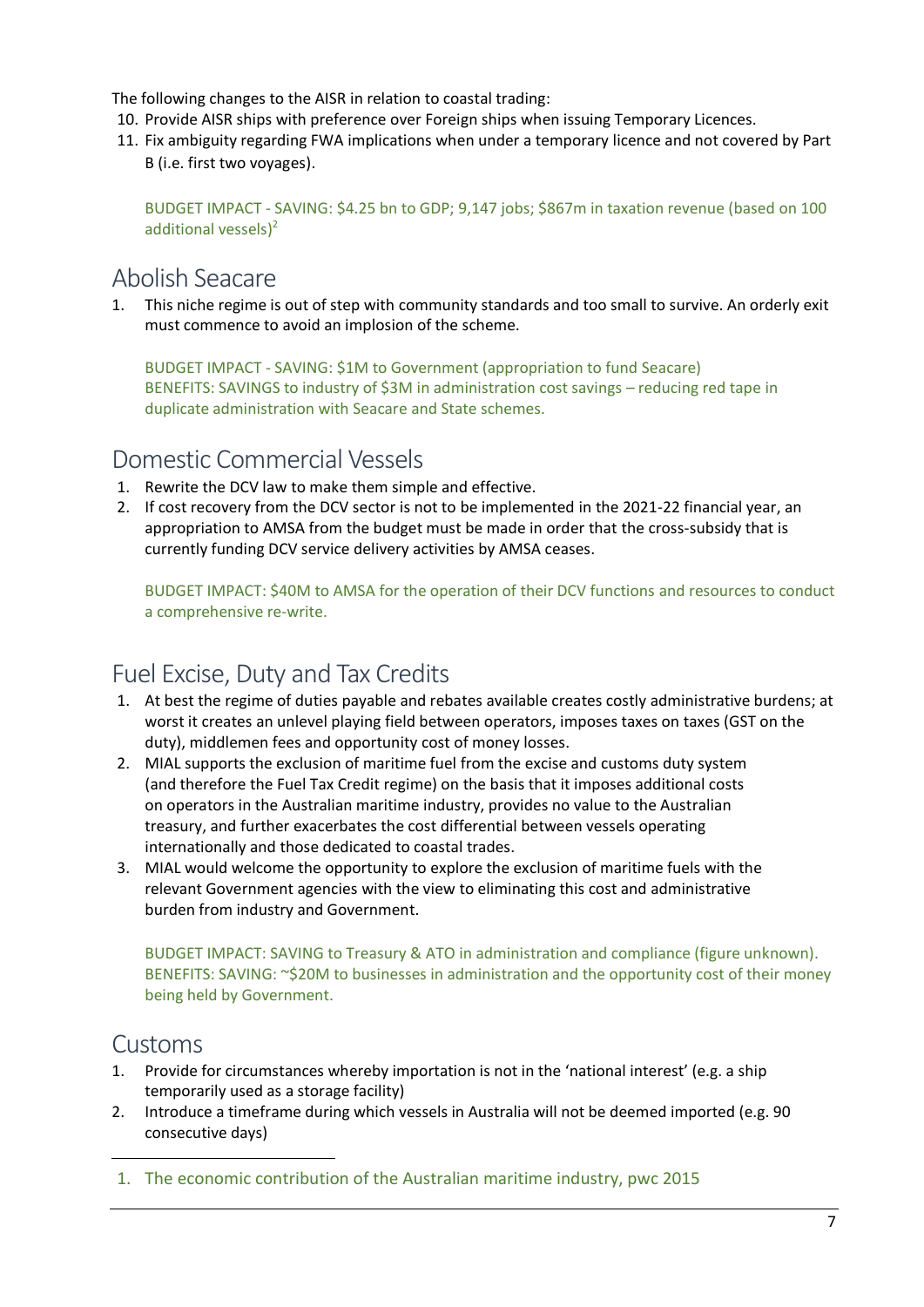The following changes to the AISR in relation to coastal trading:

10. Provide AISR ships with preference over Foreign ships when issuing Temporary Licences.
11. Fix ambiguity regarding FWA implications when under a temporary licence and not covered by Part B (i.e. first two voyages).

BUDGET IMPACT - SAVING: $4.25 bn to GDP; 9,147 jobs; $867m in taxation revenue (based on 100 additional vessels)[2]

## Abolish Seacare

1. This niche regime is out of step with community standards and too small to survive. An orderly exit must commence to avoid an implosion of the scheme.

BUDGET IMPACT - SAVING: $1M to Government (appropriation to fund Seacare)
BENEFITS: SAVINGS to industry of $3M in administration cost savings – reducing red tape in duplicate administration with Seacare and State schemes.

## Domestic Commercial Vessels

1. Rewrite the DCV law to make them simple and effective.
2. If cost recovery from the DCV sector is not to be implemented in the 2021-22 financial year, an appropriation to AMSA from the budget must be made in order that the cross-subsidy that is currently funding DCV service delivery activities by AMSA ceases.

BUDGET IMPACT: $40M to AMSA for the operation of their DCV functions and resources to conduct a comprehensive re-write.

## Fuel Excise, Duty and Tax Credits

1. At best the regime of duties payable and rebates available creates costly administrative burdens; at worst it creates an unlevel playing field between operators, imposes taxes on taxes (GST on the duty), middlemen fees and opportunity cost of money losses.
2. MIAL supports the exclusion of maritime fuel from the excise and customs duty system (and therefore the Fuel Tax Credit regime) on the basis that it imposes additional costs on operators in the Australian maritime industry, provides no value to the Australian treasury, and further exacerbates the cost differential between vessels operating internationally and those dedicated to coastal trades.
3. MIAL would welcome the opportunity to explore the exclusion of maritime fuels with the relevant Government agencies with the view to eliminating this cost and administrative burden from industry and Government.

BUDGET IMPACT: SAVING to Treasury & ATO in administration and compliance (figure unknown).
BENEFITS: SAVING: ~$20M to businesses in administration and the opportunity cost of their money being held by Government.

## Customs

1. Provide for circumstances whereby importation is not in the 'national interest' (e.g. a ship temporarily used as a storage facility)
2. Introduce a timeframe during which vessels in Australia will not be deemed imported (e.g. 90 consecutive days)

---

1. The economic contribution of the Australian maritime industry, pwc 2015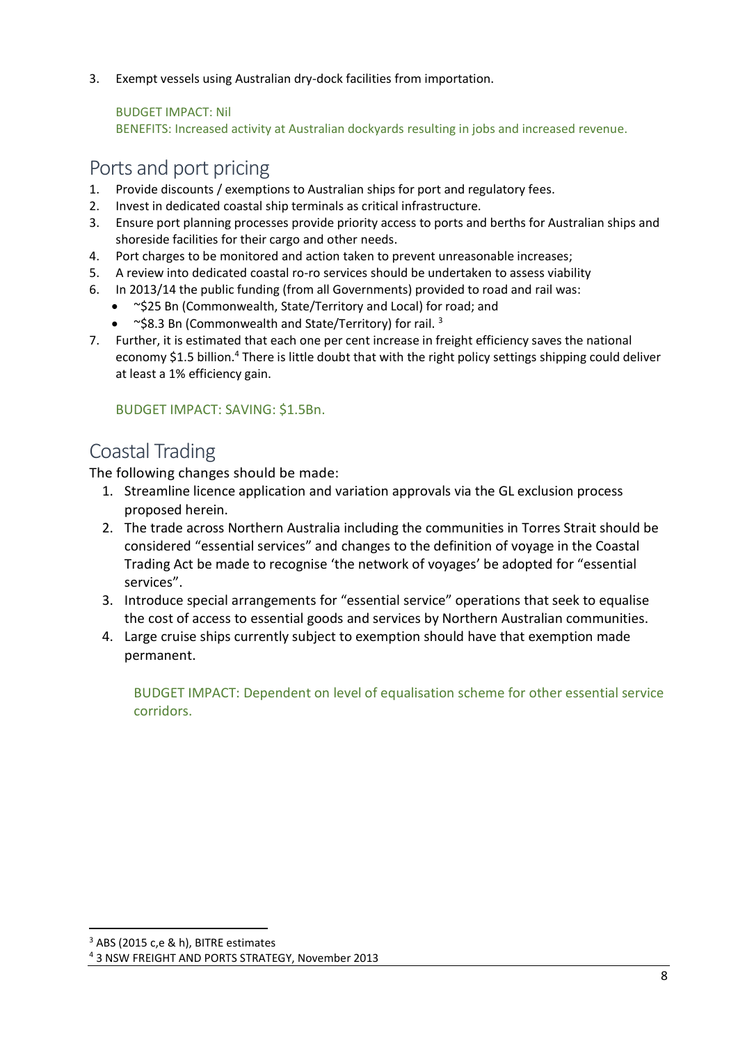3. Exempt vessels using Australian dry-dock facilities from importation.

   BUDGET IMPACT: Nil
   BENEFITS: Increased activity at Australian dockyards resulting in jobs and increased revenue.

## Ports and port pricing

1. Provide discounts / exemptions to Australian ships for port and regulatory fees.
2. Invest in dedicated coastal ship terminals as critical infrastructure.
3. Ensure port planning processes provide priority access to ports and berths for Australian ships and shoreside facilities for their cargo and other needs.
4. Port charges to be monitored and action taken to prevent unreasonable increases;
5. A review into dedicated coastal ro-ro services should be undertaken to assess viability
6. In 2013/14 the public funding (from all Governments) provided to road and rail was:
   - ~$25 Bn (Commonwealth, State/Territory and Local) for road; and
   - ~$8.3 Bn (Commonwealth and State/Territory) for rail. [3]
7. Further, it is estimated that each one per cent increase in freight efficiency saves the national economy $1.5 billion.[4] There is little doubt that with the right policy settings shipping could deliver at least a 1% efficiency gain.

   BUDGET IMPACT: SAVING: $1.5Bn.

## Coastal Trading

The following changes should be made:

1. Streamline licence application and variation approvals via the GL exclusion process proposed herein.
2. The trade across Northern Australia including the communities in Torres Strait should be considered "essential services" and changes to the definition of voyage in the Coastal Trading Act be made to recognise 'the network of voyages' be adopted for "essential services".
3. Introduce special arrangements for "essential service" operations that seek to equalise the cost of access to essential goods and services by Northern Australian communities.
4. Large cruise ships currently subject to exemption should have that exemption made permanent.

   BUDGET IMPACT: Dependent on level of equalisation scheme for other essential service corridors.

---

[3] ABS (2015 c,e & h), BITRE estimates

[4] 3 NSW FREIGHT AND PORTS STRATEGY, November 2013